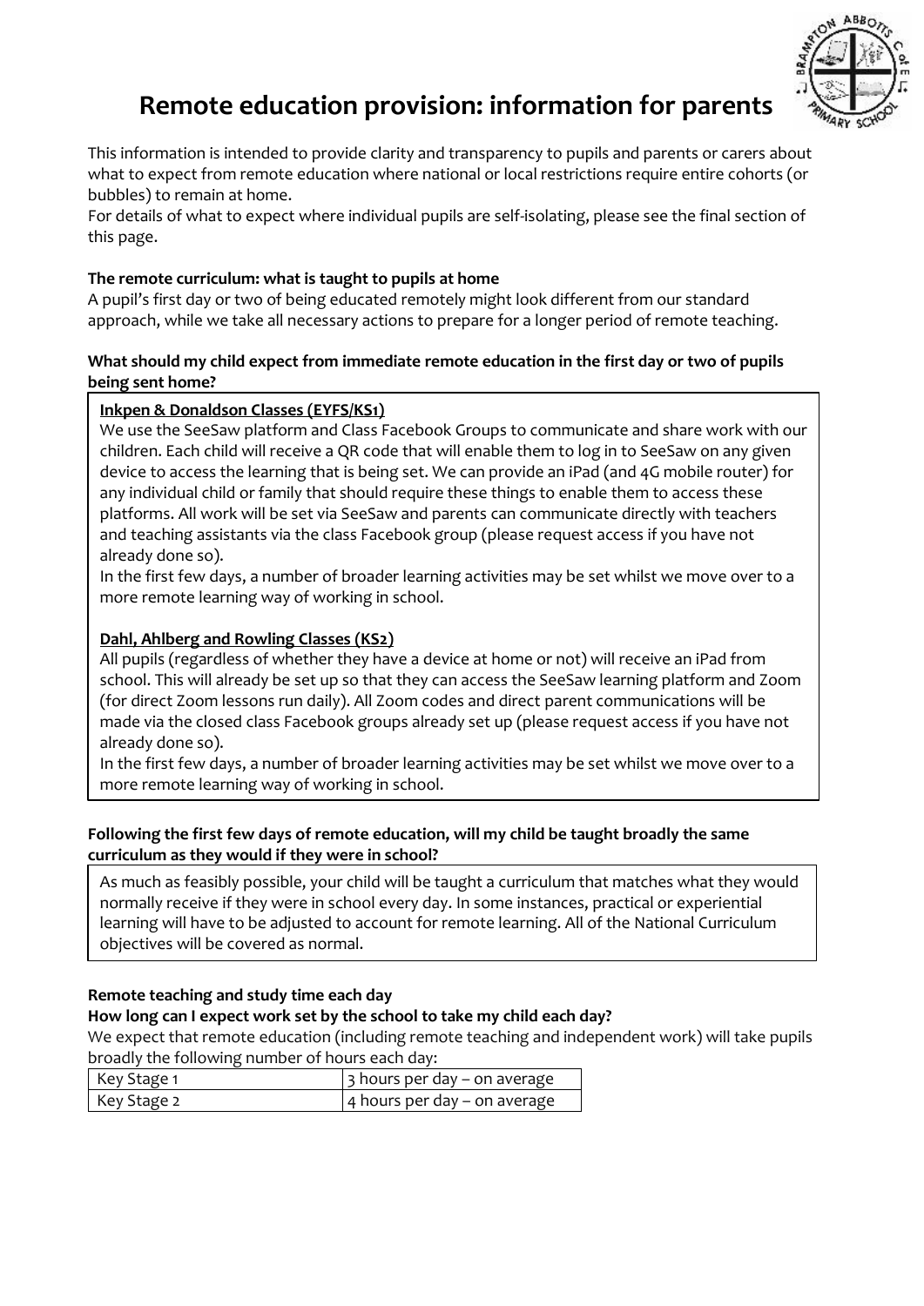# Remote education provision: information for parents

This information is intended to provide clarity and transparency to pupils and parents or carers about what to expect from remote education where national or local restrictions require entire cohorts (or bubbles) to remain at home.

For details of what to expect where individual pupils are self-isolating, please see the final section of this page.

**The remote curriculum: what is taught to pupils at home**

A pupil's first day or two of being educated remotely might look different from our standard approach, while we take all necessary actions to prepare for a longer period of remote teaching.

**What should my child expect from immediate remote education in the first day or two of pupils being sent home?**

**Inkpen & Donaldson Classes (EYFS/KS1)**

We use the SeeSaw platform and Class Facebook Groups to communicate and share work with our children. Each child will receive a QR code that will enable them to log in to SeeSaw on any given device to access the learning that is being set. We can provide an iPad (and 4G mobile router) for any individual child or family that should require these things to enable them to access these platforms. All work will be set via SeeSaw and parents can communicate directly with teachers and teaching assistants via the class Facebook group (please request access if you have not already done so).

In the first few days, a number of broader learning activities may be set whilst we move over to a more remote learning way of working in school.

**Dahl, Ahlberg and Rowling Classes (KS2)**

All pupils (regardless of whether they have a device at home or not) will receive an iPad from school. This will already be set up so that they can access the SeeSaw learning platform and Zoom (for direct Zoom lessons run daily). All Zoom codes and direct parent communications will be made via the closed class Facebook groups already set up (please request access if you have not already done so).

In the first few days, a number of broader learning activities may be set whilst we move over to a more remote learning way of working in school.

**Following the first few days of remote education, will my child be taught broadly the same curriculum as they would if they were in school?**

As much as feasibly possible, your child will be taught a curriculum that matches what they would normally receive if they were in school every day. In some instances, practical or experiential learning will have to be adjusted to account for remote learning. All of the National Curriculum objectives will be covered as normal.

**Remote teaching and study time each day**

**How long can I expect work set by the school to take my child each day?**

We expect that remote education (including remote teaching and independent work) will take pupils broadly the following number of hours each day:

| Key Stage 1 | 3 hours per day – on average |
|---|---|
| Key Stage 2 | 4 hours per day – on average |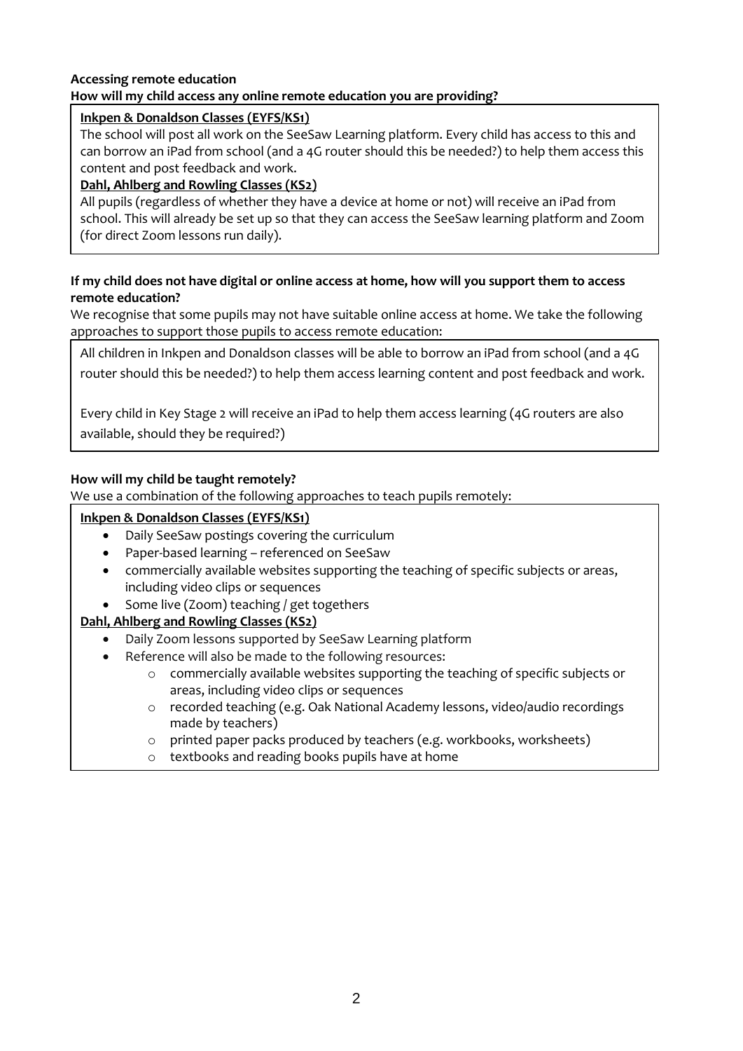**Accessing remote education**

**How will my child access any online remote education you are providing?**

**Inkpen & Donaldson Classes (EYFS/KS1)**

The school will post all work on the SeeSaw Learning platform. Every child has access to this and can borrow an iPad from school (and a 4G router should this be needed?) to help them access this content and post feedback and work.

**Dahl, Ahlberg and Rowling Classes (KS2)**

All pupils (regardless of whether they have a device at home or not) will receive an iPad from school. This will already be set up so that they can access the SeeSaw learning platform and Zoom (for direct Zoom lessons run daily).

**If my child does not have digital or online access at home, how will you support them to access remote education?**

We recognise that some pupils may not have suitable online access at home. We take the following approaches to support those pupils to access remote education:

All children in Inkpen and Donaldson classes will be able to borrow an iPad from school (and a 4G router should this be needed?) to help them access learning content and post feedback and work.

Every child in Key Stage 2 will receive an iPad to help them access learning (4G routers are also available, should they be required?)

**How will my child be taught remotely?**

We use a combination of the following approaches to teach pupils remotely:

**Inkpen & Donaldson Classes (EYFS/KS1)**

- Daily SeeSaw postings covering the curriculum
- Paper-based learning – referenced on SeeSaw
- commercially available websites supporting the teaching of specific subjects or areas, including video clips or sequences
- Some live (Zoom) teaching / get togethers

**Dahl, Ahlberg and Rowling Classes (KS2)**

- Daily Zoom lessons supported by SeeSaw Learning platform
- Reference will also be made to the following resources:
  - commercially available websites supporting the teaching of specific subjects or areas, including video clips or sequences
  - recorded teaching (e.g. Oak National Academy lessons, video/audio recordings made by teachers)
  - printed paper packs produced by teachers (e.g. workbooks, worksheets)
  - textbooks and reading books pupils have at home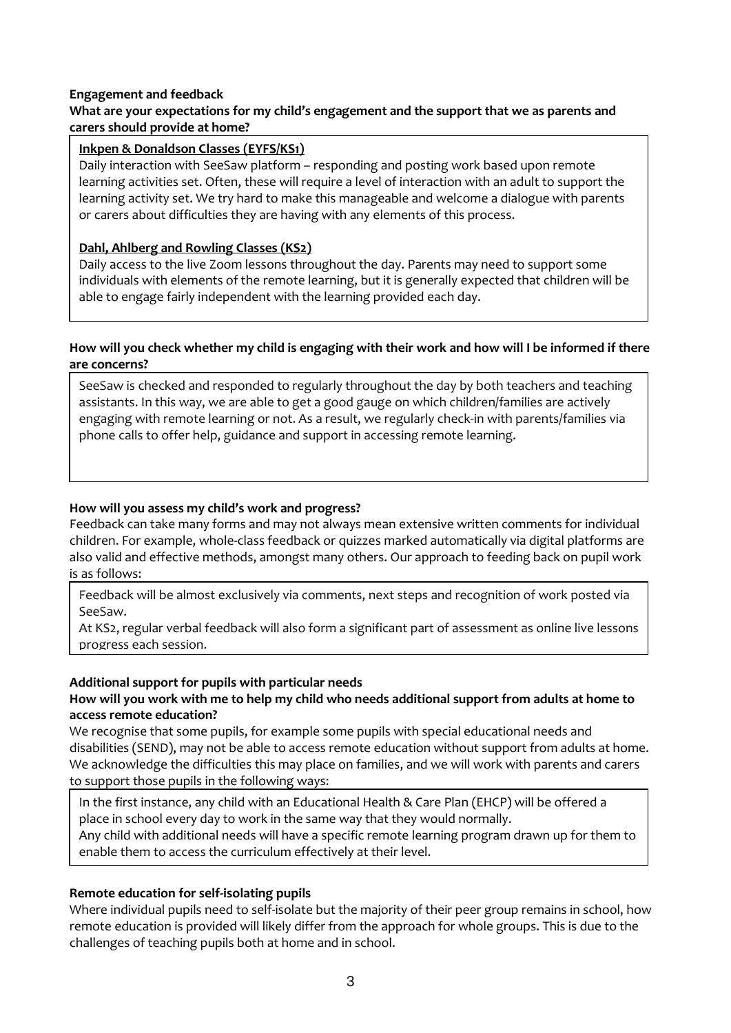**Engagement and feedback**

**What are your expectations for my child's engagement and the support that we as parents and carers should provide at home?**

**Inkpen & Donaldson Classes (EYFS/KS1)**

Daily interaction with SeeSaw platform – responding and posting work based upon remote learning activities set. Often, these will require a level of interaction with an adult to support the learning activity set. We try hard to make this manageable and welcome a dialogue with parents or carers about difficulties they are having with any elements of this process.

**Dahl, Ahlberg and Rowling Classes (KS2)**

Daily access to the live Zoom lessons throughout the day. Parents may need to support some individuals with elements of the remote learning, but it is generally expected that children will be able to engage fairly independent with the learning provided each day.

**How will you check whether my child is engaging with their work and how will I be informed if there are concerns?**

SeeSaw is checked and responded to regularly throughout the day by both teachers and teaching assistants. In this way, we are able to get a good gauge on which children/families are actively engaging with remote learning or not. As a result, we regularly check-in with parents/families via phone calls to offer help, guidance and support in accessing remote learning.

**How will you assess my child's work and progress?**

Feedback can take many forms and may not always mean extensive written comments for individual children. For example, whole-class feedback or quizzes marked automatically via digital platforms are also valid and effective methods, amongst many others. Our approach to feeding back on pupil work is as follows:

Feedback will be almost exclusively via comments, next steps and recognition of work posted via SeeSaw.

At KS2, regular verbal feedback will also form a significant part of assessment as online live lessons progress each session.

**Additional support for pupils with particular needs**

**How will you work with me to help my child who needs additional support from adults at home to access remote education?**

We recognise that some pupils, for example some pupils with special educational needs and disabilities (SEND), may not be able to access remote education without support from adults at home. We acknowledge the difficulties this may place on families, and we will work with parents and carers to support those pupils in the following ways:

In the first instance, any child with an Educational Health & Care Plan (EHCP) will be offered a place in school every day to work in the same way that they would normally.

Any child with additional needs will have a specific remote learning program drawn up for them to enable them to access the curriculum effectively at their level.

**Remote education for self-isolating pupils**

Where individual pupils need to self-isolate but the majority of their peer group remains in school, how remote education is provided will likely differ from the approach for whole groups. This is due to the challenges of teaching pupils both at home and in school.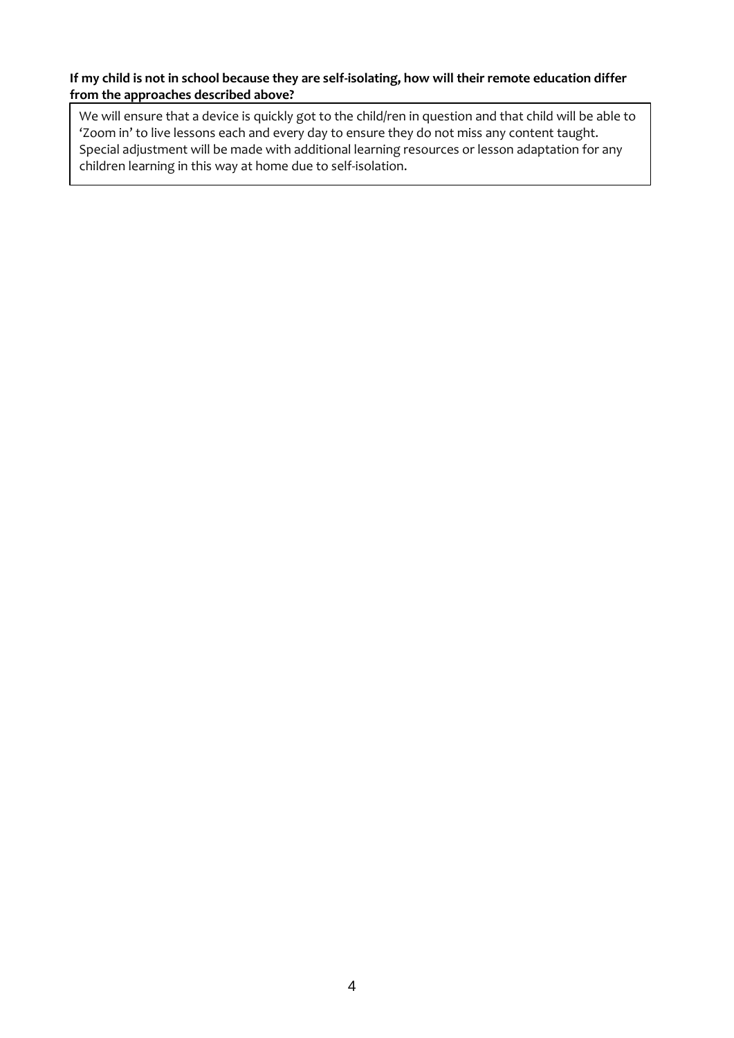**If my child is not in school because they are self-isolating, how will their remote education differ from the approaches described above?**

We will ensure that a device is quickly got to the child/ren in question and that child will be able to 'Zoom in' to live lessons each and every day to ensure they do not miss any content taught. Special adjustment will be made with additional learning resources or lesson adaptation for any children learning in this way at home due to self-isolation.